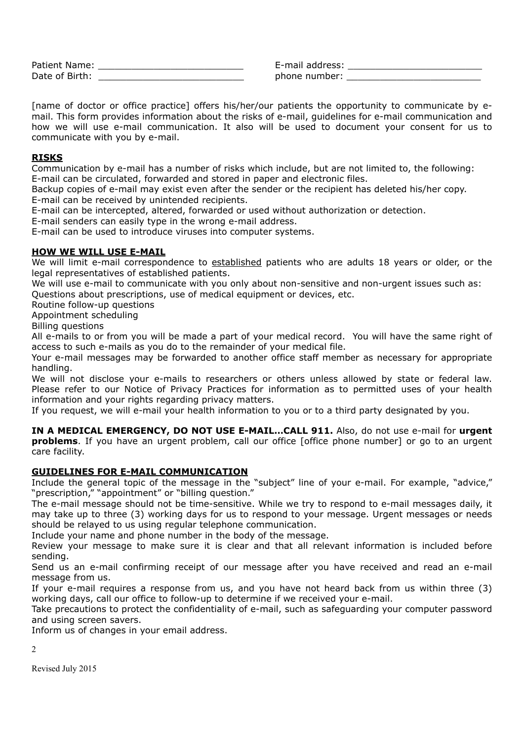Patient Name: _________________________ E-mail address: _______________________
Date of Birth: _________________________ phone number: _______________________

[name of doctor or office practice] offers his/her/our patients the opportunity to communicate by e-mail. This form provides information about the risks of e-mail, guidelines for e-mail communication and how we will use e-mail communication. It also will be used to document your consent for us to communicate with you by e-mail.

## RISKS

Communication by e-mail has a number of risks which include, but are not limited to, the following:

E-mail can be circulated, forwarded and stored in paper and electronic files.

Backup copies of e-mail may exist even after the sender or the recipient has deleted his/her copy.

E-mail can be received by unintended recipients.

E-mail can be intercepted, altered, forwarded or used without authorization or detection.

E-mail senders can easily type in the wrong e-mail address.

E-mail can be used to introduce viruses into computer systems.

## HOW WE WILL USE E-MAIL

We will limit e-mail correspondence to established patients who are adults 18 years or older, or the legal representatives of established patients.

We will use e-mail to communicate with you only about non-sensitive and non-urgent issues such as:

Questions about prescriptions, use of medical equipment or devices, etc.

Routine follow-up questions

Appointment scheduling

Billing questions

All e-mails to or from you will be made a part of your medical record. You will have the same right of access to such e-mails as you do to the remainder of your medical file.

Your e-mail messages may be forwarded to another office staff member as necessary for appropriate handling.

We will not disclose your e-mails to researchers or others unless allowed by state or federal law. Please refer to our Notice of Privacy Practices for information as to permitted uses of your health information and your rights regarding privacy matters.

If you request, we will e-mail your health information to you or to a third party designated by you.

**IN A MEDICAL EMERGENCY, DO NOT USE E-MAIL…CALL 911.** Also, do not use e-mail for **urgent problems**. If you have an urgent problem, call our office [office phone number] or go to an urgent care facility.

## GUIDELINES FOR E-MAIL COMMUNICATION

Include the general topic of the message in the "subject" line of your e-mail. For example, "advice," "prescription," "appointment" or "billing question."

The e-mail message should not be time-sensitive. While we try to respond to e-mail messages daily, it may take up to three (3) working days for us to respond to your message. Urgent messages or needs should be relayed to us using regular telephone communication.

Include your name and phone number in the body of the message.

Review your message to make sure it is clear and that all relevant information is included before sending.

Send us an e-mail confirming receipt of our message after you have received and read an e-mail message from us.

If your e-mail requires a response from us, and you have not heard back from us within three (3) working days, call our office to follow-up to determine if we received your e-mail.

Take precautions to protect the confidentiality of e-mail, such as safeguarding your computer password and using screen savers.

Inform us of changes in your email address.

Revised July 2015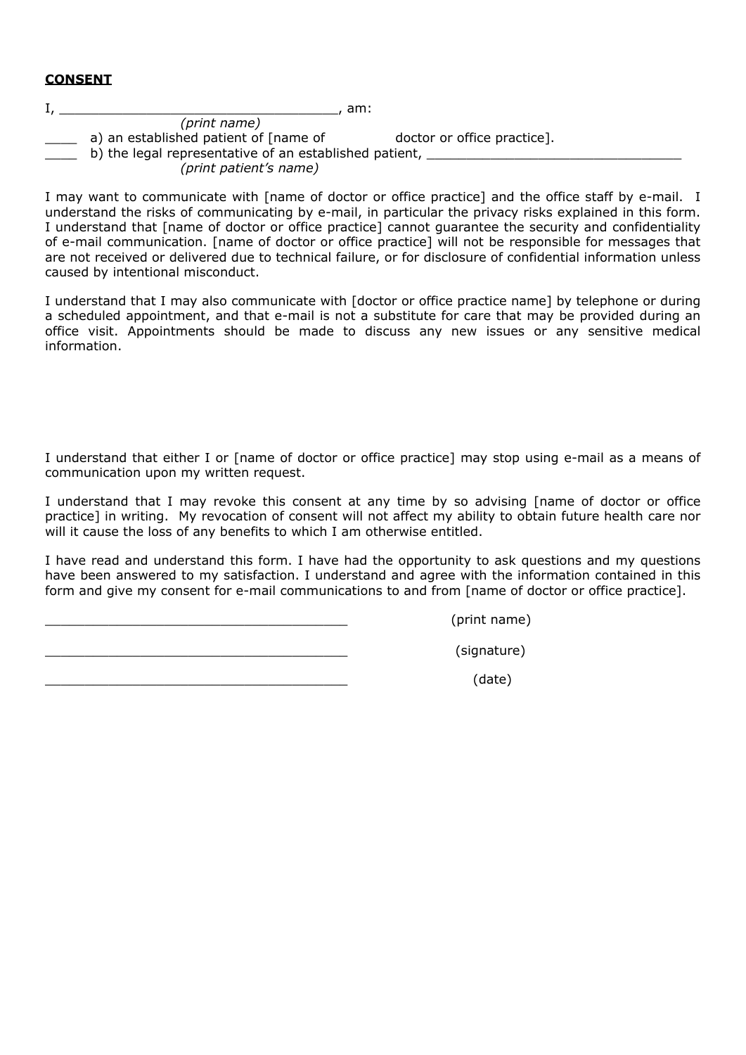**CONSENT**

I, ___________________________________, am:
*(print name)*

____ a) an established patient of [name of doctor or office practice].

____ b) the legal representative of an established patient, _________________________________
*(print patient's name)*

I may want to communicate with [name of doctor or office practice] and the office staff by e-mail. I understand the risks of communicating by e-mail, in particular the privacy risks explained in this form. I understand that [name of doctor or office practice] cannot guarantee the security and confidentiality of e-mail communication. [name of doctor or office practice] will not be responsible for messages that are not received or delivered due to technical failure, or for disclosure of confidential information unless caused by intentional misconduct.

I understand that I may also communicate with [doctor or office practice name] by telephone or during a scheduled appointment, and that e-mail is not a substitute for care that may be provided during an office visit. Appointments should be made to discuss any new issues or any sensitive medical information.

I understand that either I or [name of doctor or office practice] may stop using e-mail as a means of communication upon my written request.

I understand that I may revoke this consent at any time by so advising [name of doctor or office practice] in writing. My revocation of consent will not affect my ability to obtain future health care nor will it cause the loss of any benefits to which I am otherwise entitled.

I have read and understand this form. I have had the opportunity to ask questions and my questions have been answered to my satisfaction. I understand and agree with the information contained in this form and give my consent for e-mail communications to and from [name of doctor or office practice].

_______________________________________ (print name)

_______________________________________ (signature)

_______________________________________ (date)